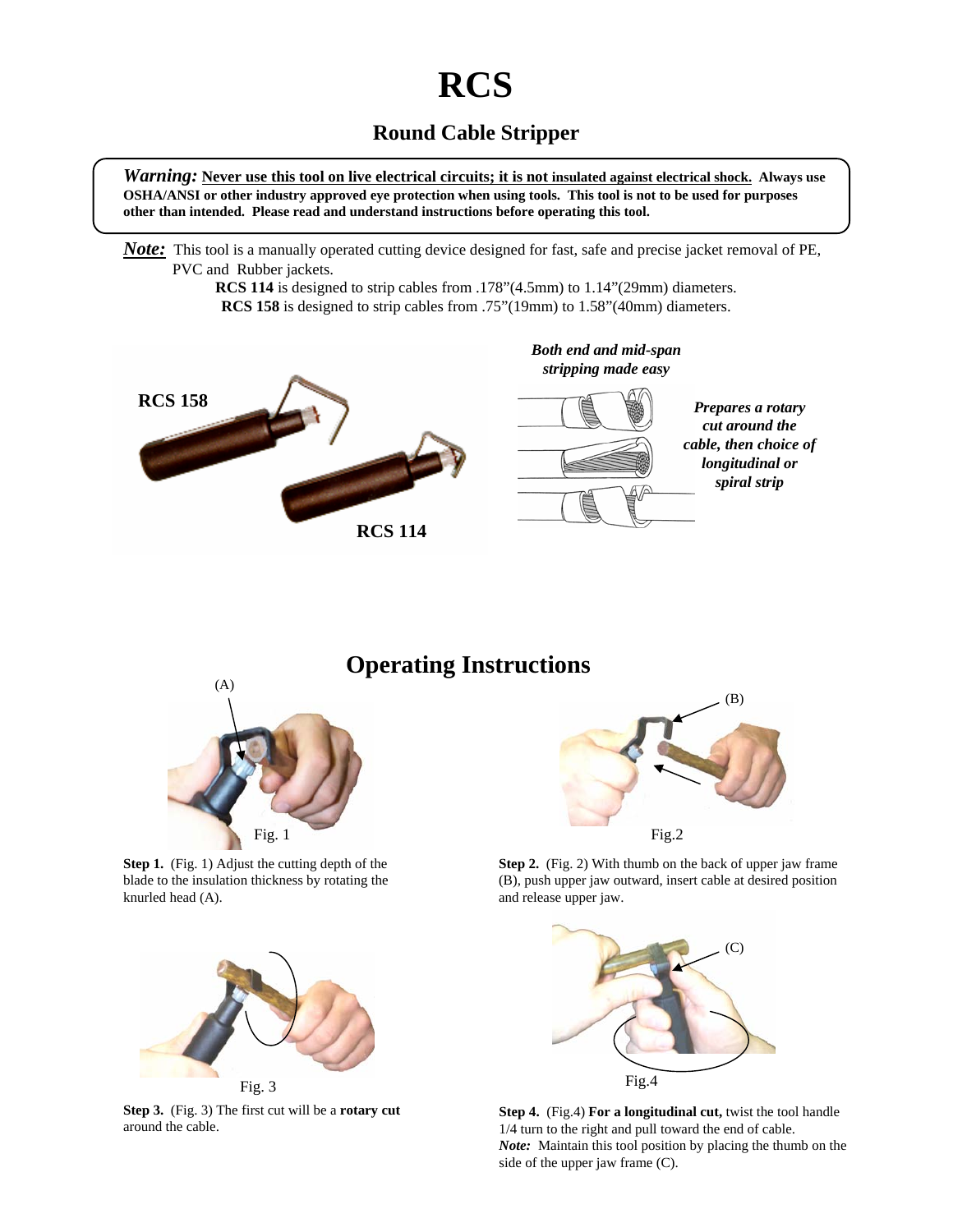# RCS

## Round Cable Stripper

***Warning:*** **Never use this tool on live electrical circuits; it is not insulated against electrical shock. Always use OSHA/ANSI or other industry approved eye protection when using tools. This tool is not to be used for purposes other than intended. Please read and understand instructions before operating this tool.**

***Note:*** This tool is a manually operated cutting device designed for fast, safe and precise jacket removal of PE, PVC and Rubber jackets.

**RCS 114** is designed to strip cables from .178"(4.5mm) to 1.14"(29mm) diameters.

**RCS 158** is designed to strip cables from .75"(19mm) to 1.58"(40mm) diameters.

RCS 158

RCS 114

***Both end and mid-span stripping made easy***

***Prepares a rotary cut around the cable, then choice of longitudinal or spiral strip***

## Operating Instructions

(A)

Fig. 1

**Step 1.** (Fig. 1) Adjust the cutting depth of the blade to the insulation thickness by rotating the knurled head (A).

(B)

Fig.2

**Step 2.** (Fig. 2) With thumb on the back of upper jaw frame (B), push upper jaw outward, insert cable at desired position and release upper jaw.

Fig. 3

**Step 3.** (Fig. 3) The first cut will be a **rotary cut** around the cable.

(C)

Fig.4

**Step 4.** (Fig.4) **For a longitudinal cut,** twist the tool handle 1/4 turn to the right and pull toward the end of cable.
***Note:*** Maintain this tool position by placing the thumb on the side of the upper jaw frame (C).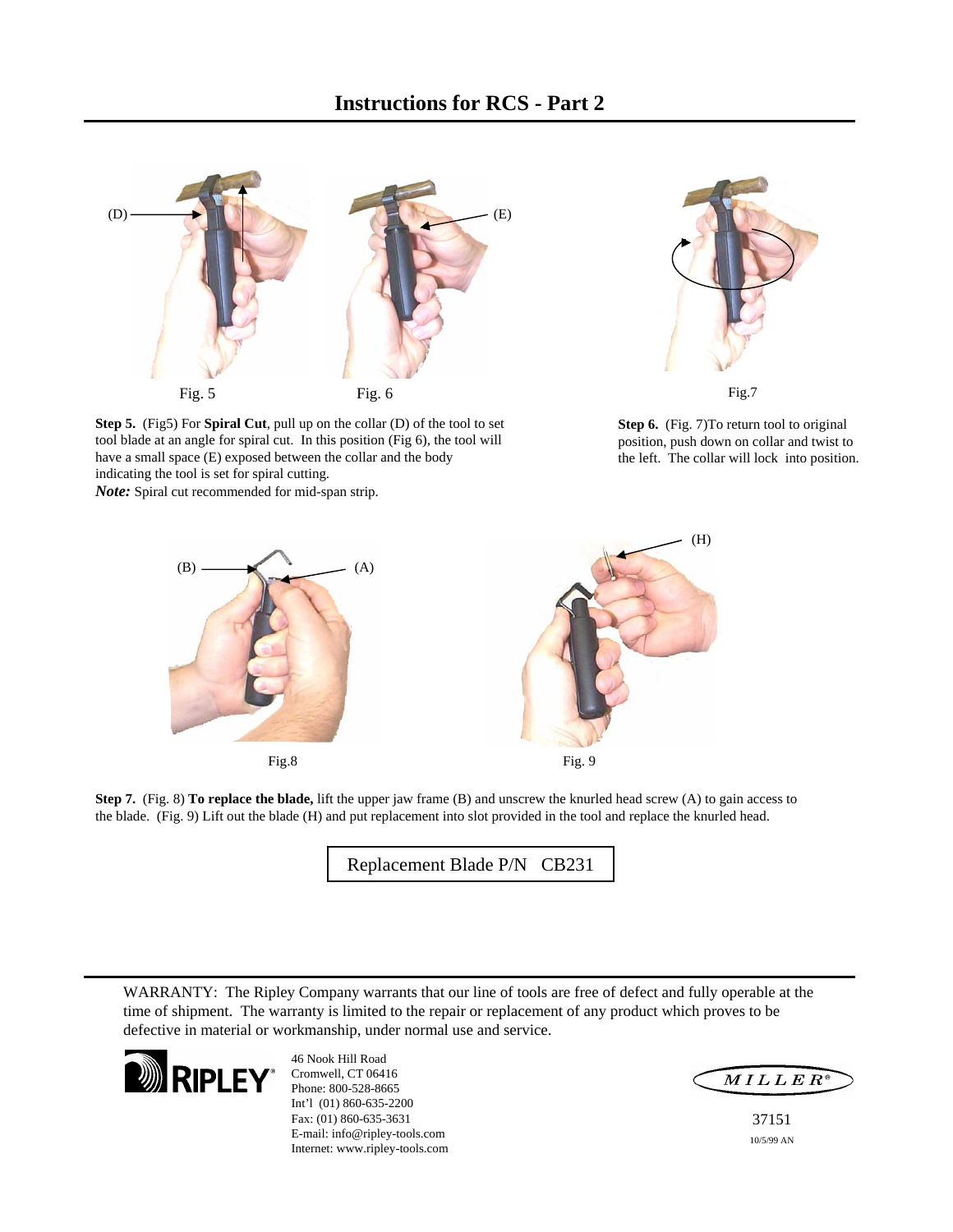# Instructions for RCS - Part 2

(D)

(E)

Fig. 5

Fig. 6

Fig.7

**Step 5.** (Fig5) For **Spiral Cut**, pull up on the collar (D) of the tool to set tool blade at an angle for spiral cut. In this position (Fig 6), the tool will have a small space (E) exposed between the collar and the body indicating the tool is set for spiral cutting.
***Note:*** Spiral cut recommended for mid-span strip.

**Step 6.** (Fig. 7)To return tool to original position, push down on collar and twist to the left. The collar will lock into position.

(B)

(A)

(H)

Fig.8

Fig. 9

**Step 7.** (Fig. 8) **To replace the blade,** lift the upper jaw frame (B) and unscrew the knurled head screw (A) to gain access to the blade. (Fig. 9) Lift out the blade (H) and put replacement into slot provided in the tool and replace the knurled head.

Replacement Blade P/N CB231

WARRANTY: The Ripley Company warrants that our line of tools are free of defect and fully operable at the time of shipment. The warranty is limited to the repair or replacement of any product which proves to be defective in material or workmanship, under normal use and service.

RIPLEY®

46 Nook Hill Road
Cromwell, CT 06416
Phone: 800-528-8665
Int'l (01) 860-635-2200
Fax: (01) 860-635-3631
E-mail: info@ripley-tools.com
Internet: www.ripley-tools.com

MILLER®

37151

10/5/99 AN